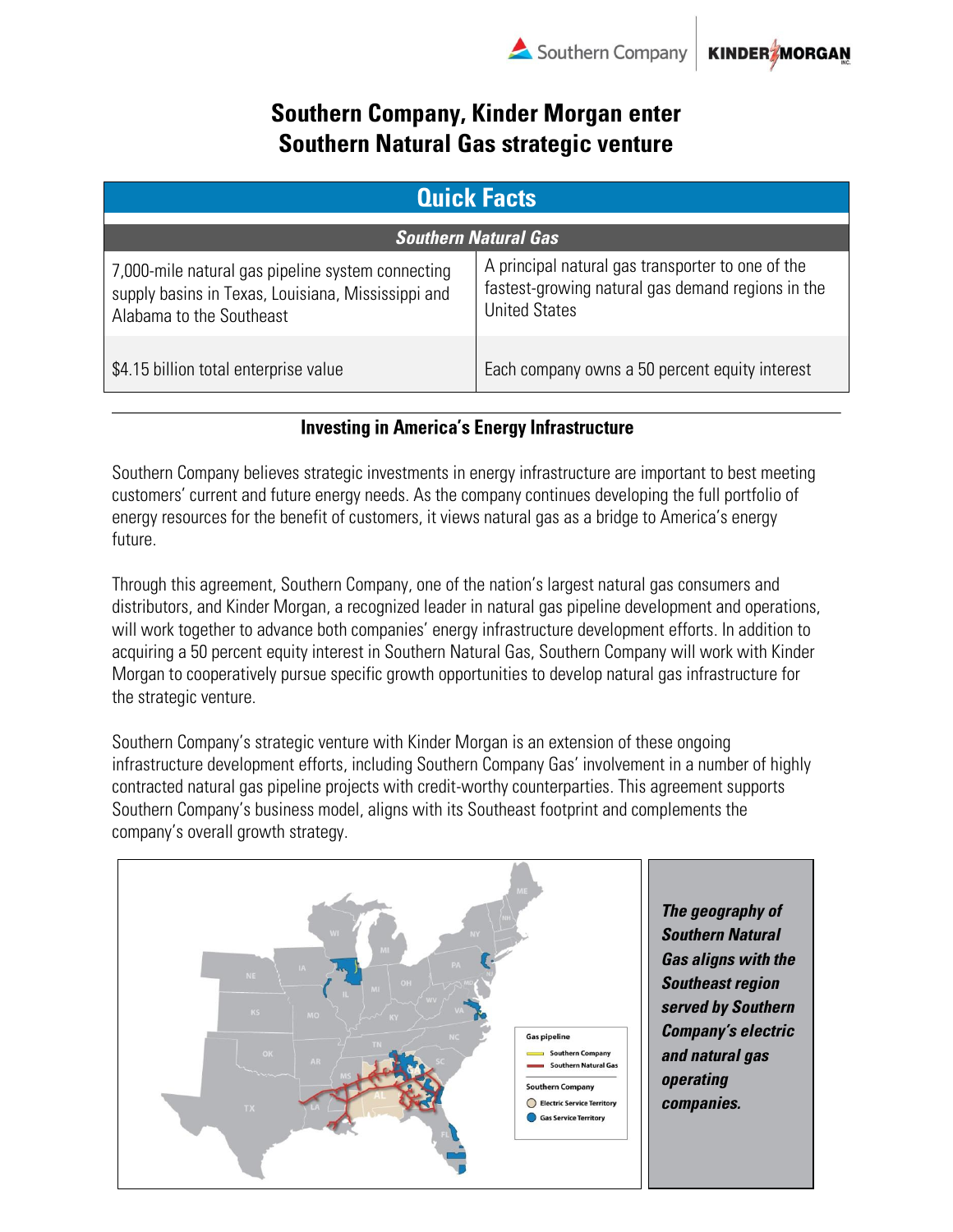# Southern Company, Kinder Morgan enter Southern Natural Gas strategic venture

## Quick Facts

| Southern Natural Gas | |
|---|---|
| 7,000-mile natural gas pipeline system connecting supply basins in Texas, Louisiana, Mississippi and Alabama to the Southeast | A principal natural gas transporter to one of the fastest-growing natural gas demand regions in the United States |
| $4.15 billion total enterprise value | Each company owns a 50 percent equity interest |

### Investing in America's Energy Infrastructure

Southern Company believes strategic investments in energy infrastructure are important to best meeting customers' current and future energy needs. As the company continues developing the full portfolio of energy resources for the benefit of customers, it views natural gas as a bridge to America's energy future.

Through this agreement, Southern Company, one of the nation's largest natural gas consumers and distributors, and Kinder Morgan, a recognized leader in natural gas pipeline development and operations, will work together to advance both companies' energy infrastructure development efforts. In addition to acquiring a 50 percent equity interest in Southern Natural Gas, Southern Company will work with Kinder Morgan to cooperatively pursue specific growth opportunities to develop natural gas infrastructure for the strategic venture.

Southern Company's strategic venture with Kinder Morgan is an extension of these ongoing infrastructure development efforts, including Southern Company Gas' involvement in a number of highly contracted natural gas pipeline projects with credit-worthy counterparties. This agreement supports Southern Company's business model, aligns with its Southeast footprint and complements the company's overall growth strategy.

Gas pipeline
Southern Company
Southern Natural Gas
Southern Company
Electric Service Territory
Gas Service Territory

***The geography of Southern Natural Gas aligns with the Southeast region served by Southern Company's electric and natural gas operating companies.***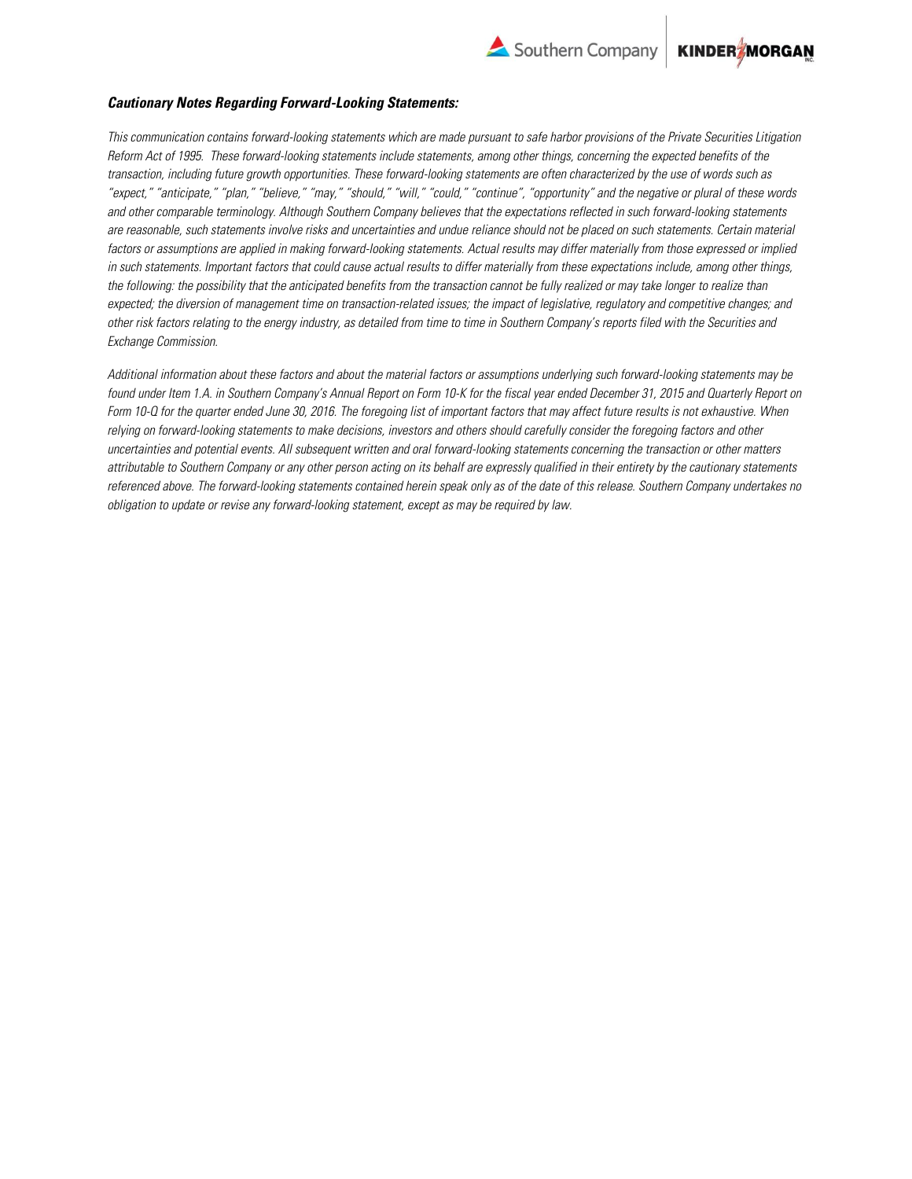***Cautionary Notes Regarding Forward-Looking Statements:***

*This communication contains forward-looking statements which are made pursuant to safe harbor provisions of the Private Securities Litigation Reform Act of 1995. These forward-looking statements include statements, among other things, concerning the expected benefits of the transaction, including future growth opportunities. These forward-looking statements are often characterized by the use of words such as "expect," "anticipate," "plan," "believe," "may," "should," "will," "could," "continue", "opportunity" and the negative or plural of these words and other comparable terminology. Although Southern Company believes that the expectations reflected in such forward-looking statements are reasonable, such statements involve risks and uncertainties and undue reliance should not be placed on such statements. Certain material factors or assumptions are applied in making forward-looking statements. Actual results may differ materially from those expressed or implied in such statements. Important factors that could cause actual results to differ materially from these expectations include, among other things, the following: the possibility that the anticipated benefits from the transaction cannot be fully realized or may take longer to realize than expected; the diversion of management time on transaction-related issues; the impact of legislative, regulatory and competitive changes; and other risk factors relating to the energy industry, as detailed from time to time in Southern Company's reports filed with the Securities and Exchange Commission.*

*Additional information about these factors and about the material factors or assumptions underlying such forward-looking statements may be found under Item 1.A. in Southern Company's Annual Report on Form 10-K for the fiscal year ended December 31, 2015 and Quarterly Report on Form 10-Q for the quarter ended June 30, 2016. The foregoing list of important factors that may affect future results is not exhaustive. When relying on forward-looking statements to make decisions, investors and others should carefully consider the foregoing factors and other uncertainties and potential events. All subsequent written and oral forward-looking statements concerning the transaction or other matters attributable to Southern Company or any other person acting on its behalf are expressly qualified in their entirety by the cautionary statements referenced above. The forward-looking statements contained herein speak only as of the date of this release. Southern Company undertakes no obligation to update or revise any forward-looking statement, except as may be required by law.*